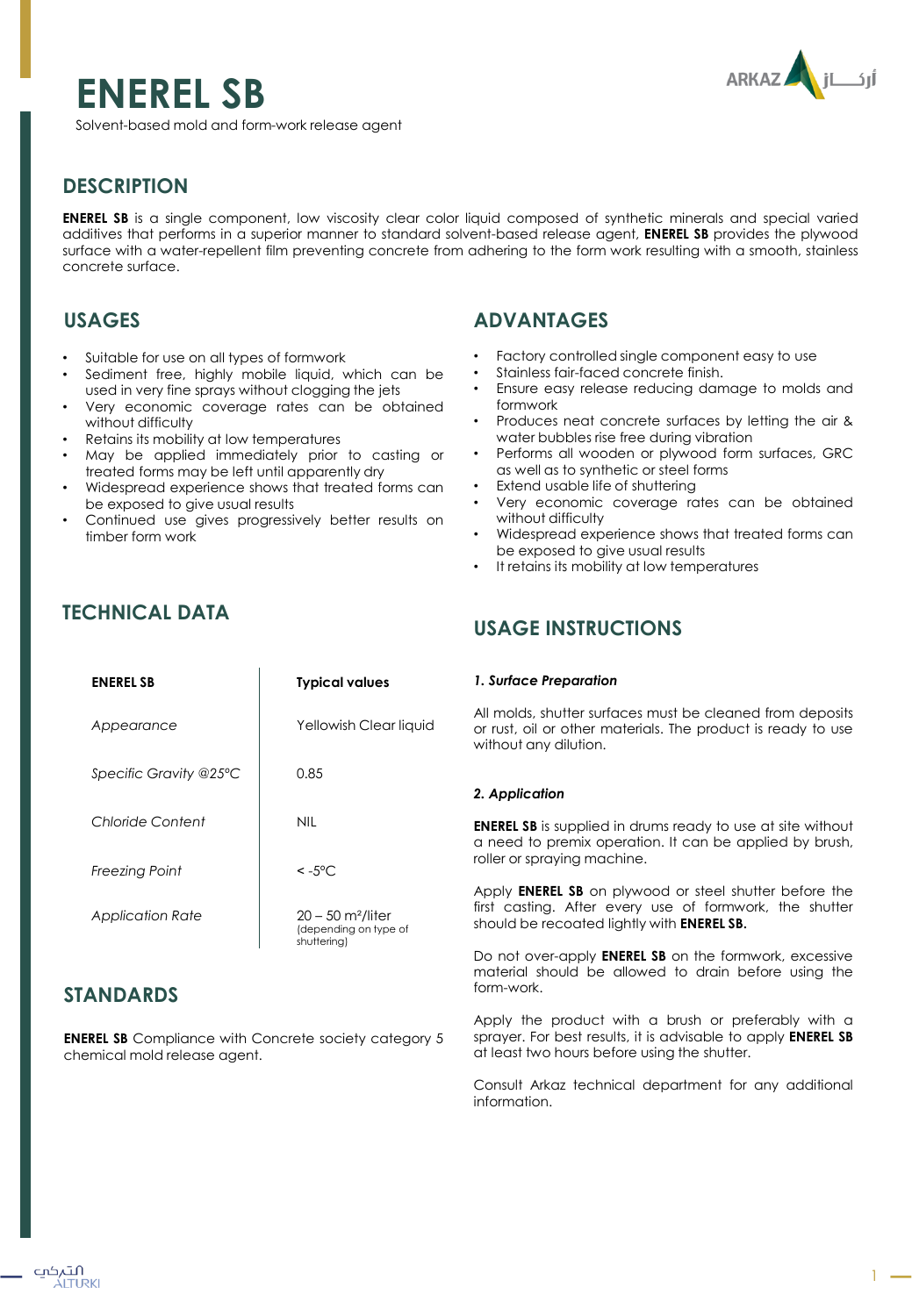# ENEREL SB

Solvent-based mold and form-work release agent

## DESCRIPTION

**ENEREL SB** is a single component, low viscosity clear color liquid composed of synthetic minerals and special varied additives that performs in a superior manner to standard solvent-based release agent, **ENEREL SB** provides the plywood surface with a water-repellent film preventing concrete from adhering to the form work resulting with a smooth, stainless concrete surface.

## USAGES

- Suitable for use on all types of formwork
- Sediment free, highly mobile liquid, which can be used in very fine sprays without clogging the jets
- Very economic coverage rates can be obtained without difficulty
- Retains its mobility at low temperatures
- May be applied immediately prior to casting or treated forms may be left until apparently dry
- Widespread experience shows that treated forms can be exposed to give usual results
- Continued use gives progressively better results on timber form work

## ADVANTAGES

- Factory controlled single component easy to use
- Stainless fair-faced concrete finish.
- Ensure easy release reducing damage to molds and formwork
- Produces neat concrete surfaces by letting the air & water bubbles rise free during vibration
- Performs all wooden or plywood form surfaces, GRC as well as to synthetic or steel forms
- Extend usable life of shuttering
- Very economic coverage rates can be obtained without difficulty
- Widespread experience shows that treated forms can be exposed to give usual results
- It retains its mobility at low temperatures

## TECHNICAL DATA

| ENEREL SB | Typical values |
|---|---|
| *Appearance* | Yellowish Clear liquid |
| *Specific Gravity @25°C* | 0.85 |
| *Chloride Content* | NIL |
| *Freezing Point* | < -5°C |
| *Application Rate* | 20 – 50 m²/liter (depending on type of shuttering) |

## STANDARDS

**ENEREL SB** Compliance with Concrete society category 5 chemical mold release agent.

## USAGE INSTRUCTIONS

***1. Surface Preparation***

All molds, shutter surfaces must be cleaned from deposits or rust, oil or other materials. The product is ready to use without any dilution.

***2. Application***

**ENEREL SB** is supplied in drums ready to use at site without a need to premix operation. It can be applied by brush, roller or spraying machine.

Apply **ENEREL SB** on plywood or steel shutter before the first casting. After every use of formwork, the shutter should be recoated lightly with **ENEREL SB.**

Do not over-apply **ENEREL SB** on the formwork, excessive material should be allowed to drain before using the form-work.

Apply the product with a brush or preferably with a sprayer. For best results, it is advisable to apply **ENEREL SB** at least two hours before using the shutter.

Consult Arkaz technical department for any additional information.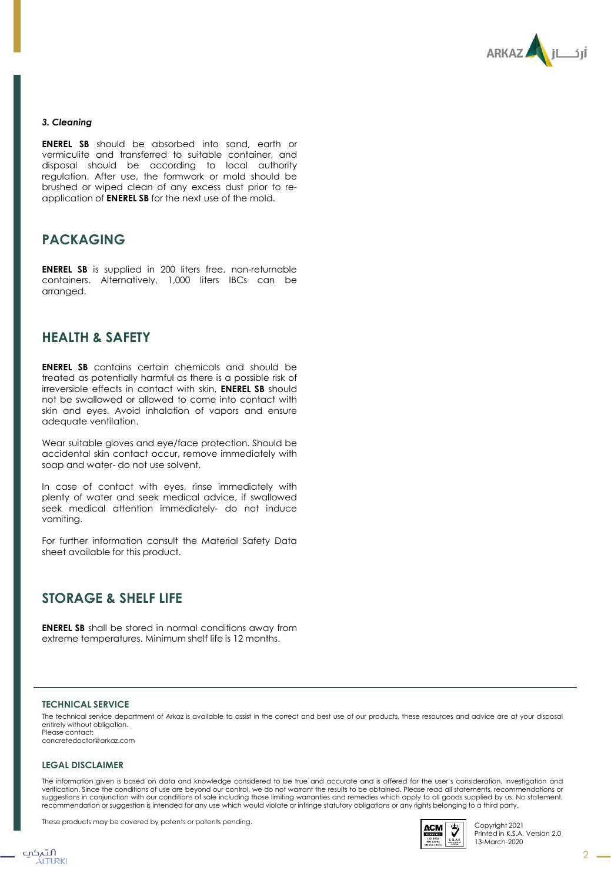*3. Cleaning*

**ENEREL SB** should be absorbed into sand, earth or vermiculite and transferred to suitable container, and disposal should be according to local authority regulation. After use, the formwork or mold should be brushed or wiped clean of any excess dust prior to re-application of **ENEREL SB** for the next use of the mold.

## PACKAGING

**ENEREL SB** is supplied in 200 liters free, non-returnable containers. Alternatively, 1,000 liters IBCs can be arranged.

## HEALTH & SAFETY

**ENEREL SB** contains certain chemicals and should be treated as potentially harmful as there is a possible risk of irreversible effects in contact with skin, **ENEREL SB** should not be swallowed or allowed to come into contact with skin and eyes. Avoid inhalation of vapors and ensure adequate ventilation.

Wear suitable gloves and eye/face protection. Should be accidental skin contact occur, remove immediately with soap and water- do not use solvent.

In case of contact with eyes, rinse immediately with plenty of water and seek medical advice, if swallowed seek medical attention immediately- do not induce vomiting.

For further information consult the Material Safety Data sheet available for this product.

## STORAGE & SHELF LIFE

**ENEREL SB** shall be stored in normal conditions away from extreme temperatures. Minimum shelf life is 12 months.

### TECHNICAL SERVICE

The technical service department of Arkaz is available to assist in the correct and best use of our products, these resources and advice are at your disposal entirely without obligation.
Please contact:
concretedoctor@arkaz.com

### LEGAL DISCLAIMER

The information given is based on data and knowledge considered to be true and accurate and is offered for the user's consideration, investigation and verification. Since the conditions of use are beyond our control, we do not warrant the results to be obtained. Please read all statements, recommendations or suggestions in conjunction with our conditions of sale including those limiting warranties and remedies which apply to all goods supplied by us. No statement, recommendation or suggestion is intended for any use which would violate or infringe statutory obligations or any rights belonging to a third party.

These products may be covered by patents or patents pending.

Copyright 2021
Printed in K.S.A. Version 2.0
13-March-2020